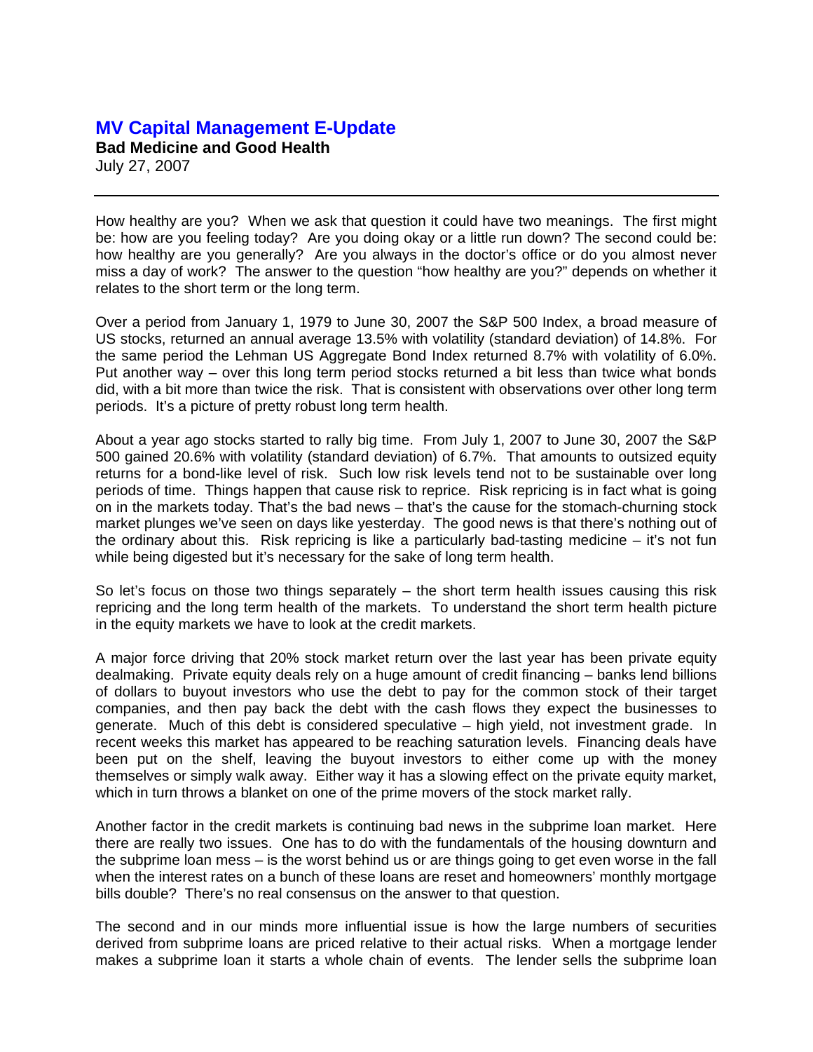# MV Capital Management E-Update

**Bad Medicine and Good Health**

July 27, 2007

---

How healthy are you? When we ask that question it could have two meanings. The first might be: how are you feeling today? Are you doing okay or a little run down? The second could be: how healthy are you generally? Are you always in the doctor's office or do you almost never miss a day of work? The answer to the question "how healthy are you?" depends on whether it relates to the short term or the long term.

Over a period from January 1, 1979 to June 30, 2007 the S&P 500 Index, a broad measure of US stocks, returned an annual average 13.5% with volatility (standard deviation) of 14.8%. For the same period the Lehman US Aggregate Bond Index returned 8.7% with volatility of 6.0%. Put another way – over this long term period stocks returned a bit less than twice what bonds did, with a bit more than twice the risk. That is consistent with observations over other long term periods. It's a picture of pretty robust long term health.

About a year ago stocks started to rally big time. From July 1, 2007 to June 30, 2007 the S&P 500 gained 20.6% with volatility (standard deviation) of 6.7%. That amounts to outsized equity returns for a bond-like level of risk. Such low risk levels tend not to be sustainable over long periods of time. Things happen that cause risk to reprice. Risk repricing is in fact what is going on in the markets today. That's the bad news – that's the cause for the stomach-churning stock market plunges we've seen on days like yesterday. The good news is that there's nothing out of the ordinary about this. Risk repricing is like a particularly bad-tasting medicine – it's not fun while being digested but it's necessary for the sake of long term health.

So let's focus on those two things separately – the short term health issues causing this risk repricing and the long term health of the markets. To understand the short term health picture in the equity markets we have to look at the credit markets.

A major force driving that 20% stock market return over the last year has been private equity dealmaking. Private equity deals rely on a huge amount of credit financing – banks lend billions of dollars to buyout investors who use the debt to pay for the common stock of their target companies, and then pay back the debt with the cash flows they expect the businesses to generate. Much of this debt is considered speculative – high yield, not investment grade. In recent weeks this market has appeared to be reaching saturation levels. Financing deals have been put on the shelf, leaving the buyout investors to either come up with the money themselves or simply walk away. Either way it has a slowing effect on the private equity market, which in turn throws a blanket on one of the prime movers of the stock market rally.

Another factor in the credit markets is continuing bad news in the subprime loan market. Here there are really two issues. One has to do with the fundamentals of the housing downturn and the subprime loan mess – is the worst behind us or are things going to get even worse in the fall when the interest rates on a bunch of these loans are reset and homeowners' monthly mortgage bills double? There's no real consensus on the answer to that question.

The second and in our minds more influential issue is how the large numbers of securities derived from subprime loans are priced relative to their actual risks. When a mortgage lender makes a subprime loan it starts a whole chain of events. The lender sells the subprime loan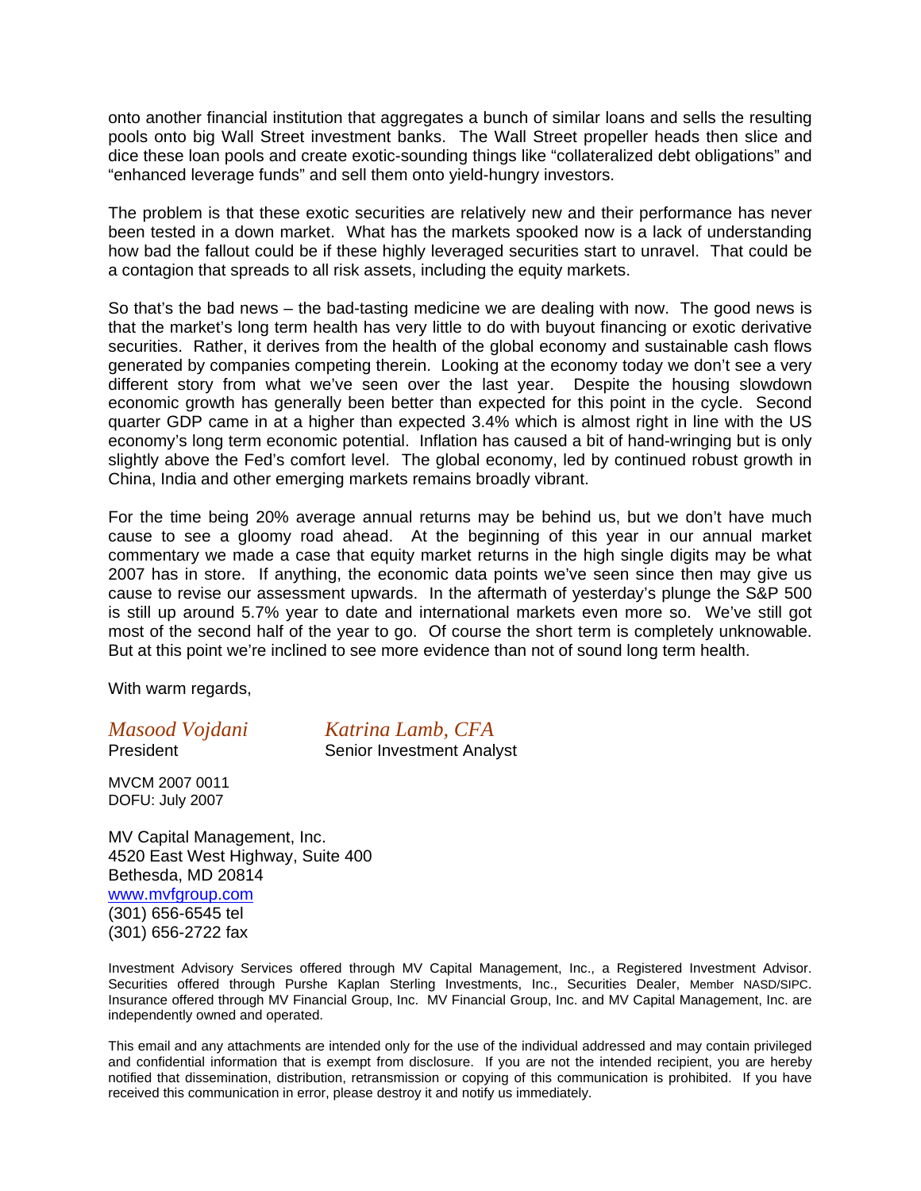onto another financial institution that aggregates a bunch of similar loans and sells the resulting pools onto big Wall Street investment banks. The Wall Street propeller heads then slice and dice these loan pools and create exotic-sounding things like "collateralized debt obligations" and "enhanced leverage funds" and sell them onto yield-hungry investors.

The problem is that these exotic securities are relatively new and their performance has never been tested in a down market. What has the markets spooked now is a lack of understanding how bad the fallout could be if these highly leveraged securities start to unravel. That could be a contagion that spreads to all risk assets, including the equity markets.

So that's the bad news – the bad-tasting medicine we are dealing with now. The good news is that the market's long term health has very little to do with buyout financing or exotic derivative securities. Rather, it derives from the health of the global economy and sustainable cash flows generated by companies competing therein. Looking at the economy today we don't see a very different story from what we've seen over the last year. Despite the housing slowdown economic growth has generally been better than expected for this point in the cycle. Second quarter GDP came in at a higher than expected 3.4% which is almost right in line with the US economy's long term economic potential. Inflation has caused a bit of hand-wringing but is only slightly above the Fed's comfort level. The global economy, led by continued robust growth in China, India and other emerging markets remains broadly vibrant.

For the time being 20% average annual returns may be behind us, but we don't have much cause to see a gloomy road ahead. At the beginning of this year in our annual market commentary we made a case that equity market returns in the high single digits may be what 2007 has in store. If anything, the economic data points we've seen since then may give us cause to revise our assessment upwards. In the aftermath of yesterday's plunge the S&P 500 is still up around 5.7% year to date and international markets even more so. We've still got most of the second half of the year to go. Of course the short term is completely unknowable. But at this point we're inclined to see more evidence than not of sound long term health.

With warm regards,

*Masood Vojdani*
President

*Katrina Lamb, CFA*
Senior Investment Analyst

MVCM 2007 0011
DOFU: July 2007

MV Capital Management, Inc.
4520 East West Highway, Suite 400
Bethesda, MD 20814
www.mvfgroup.com
(301) 656-6545 tel
(301) 656-2722 fax

Investment Advisory Services offered through MV Capital Management, Inc., a Registered Investment Advisor. Securities offered through Purshe Kaplan Sterling Investments, Inc., Securities Dealer, Member NASD/SIPC. Insurance offered through MV Financial Group, Inc. MV Financial Group, Inc. and MV Capital Management, Inc. are independently owned and operated.

This email and any attachments are intended only for the use of the individual addressed and may contain privileged and confidential information that is exempt from disclosure. If you are not the intended recipient, you are hereby notified that dissemination, distribution, retransmission or copying of this communication is prohibited. If you have received this communication in error, please destroy it and notify us immediately.